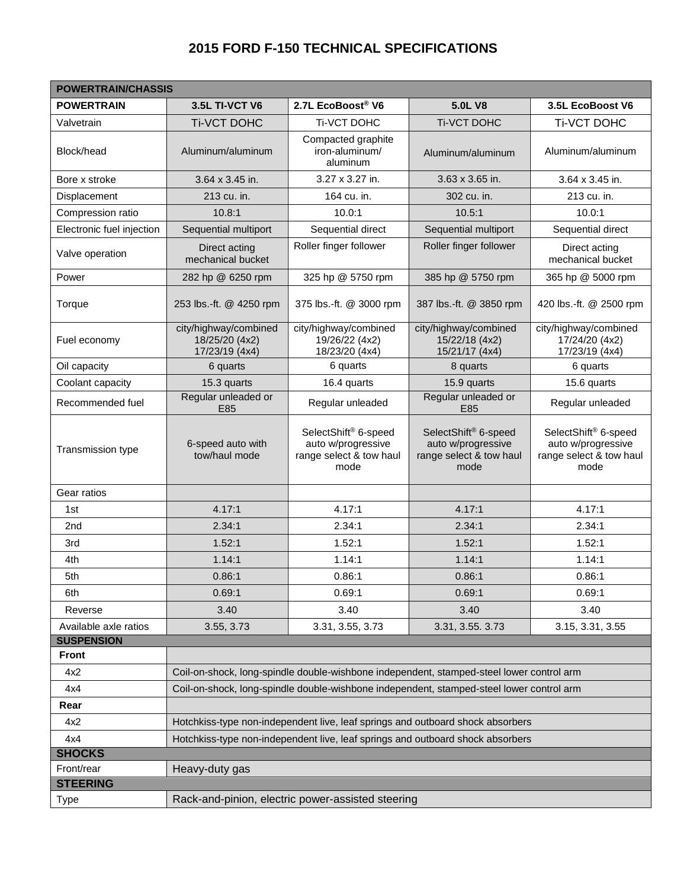# 2015 FORD F-150 TECHNICAL SPECIFICATIONS

| POWERTRAIN/CHASSIS | | | | |
|---|---|---|---|---|
| **POWERTRAIN** | **3.5L TI-VCT V6** | **2.7L EcoBoost® V6** | **5.0L V8** | **3.5L EcoBoost V6** |
| Valvetrain | Ti-VCT DOHC | Ti-VCT DOHC | Ti-VCT DOHC | Ti-VCT DOHC |
| Block/head | Aluminum/aluminum | Compacted graphite iron-aluminum/ aluminum | Aluminum/aluminum | Aluminum/aluminum |
| Bore x stroke | 3.64 x 3.45 in. | 3.27 x 3.27 in. | 3.63 x 3.65 in. | 3.64 x 3.45 in. |
| Displacement | 213 cu. in. | 164 cu. in. | 302 cu. in. | 213 cu. in. |
| Compression ratio | 10.8:1 | 10.0:1 | 10.5:1 | 10.0:1 |
| Electronic fuel injection | Sequential multiport | Sequential direct | Sequential multiport | Sequential direct |
| Valve operation | Direct acting mechanical bucket | Roller finger follower | Roller finger follower | Direct acting mechanical bucket |
| Power | 282 hp @ 6250 rpm | 325 hp @ 5750 rpm | 385 hp @ 5750 rpm | 365 hp @ 5000 rpm |
| Torque | 253 lbs.-ft. @ 4250 rpm | 375 lbs.-ft. @ 3000 rpm | 387 lbs.-ft. @ 3850 rpm | 420 lbs.-ft. @ 2500 rpm |
| Fuel economy | city/highway/combined 18/25/20 (4x2) 17/23/19 (4x4) | city/highway/combined 19/26/22 (4x2) 18/23/20 (4x4) | city/highway/combined 15/22/18 (4x2) 15/21/17 (4x4) | city/highway/combined 17/24/20 (4x2) 17/23/19 (4x4) |
| Oil capacity | 6 quarts | 6 quarts | 8 quarts | 6 quarts |
| Coolant capacity | 15.3 quarts | 16.4 quarts | 15.9 quarts | 15.6 quarts |
| Recommended fuel | Regular unleaded or E85 | Regular unleaded | Regular unleaded or E85 | Regular unleaded |
| Transmission type | 6-speed auto with tow/haul mode | SelectShift® 6-speed auto w/progressive range select & tow haul mode | SelectShift® 6-speed auto w/progressive range select & tow haul mode | SelectShift® 6-speed auto w/progressive range select & tow haul mode |
| Gear ratios | | | | |
| 1st | 4.17:1 | 4.17:1 | 4.17:1 | 4.17:1 |
| 2nd | 2.34:1 | 2.34:1 | 2.34:1 | 2.34:1 |
| 3rd | 1.52:1 | 1.52:1 | 1.52:1 | 1.52:1 |
| 4th | 1.14:1 | 1.14:1 | 1.14:1 | 1.14:1 |
| 5th | 0.86:1 | 0.86:1 | 0.86:1 | 0.86:1 |
| 6th | 0.69:1 | 0.69:1 | 0.69:1 | 0.69:1 |
| Reverse | 3.40 | 3.40 | 3.40 | 3.40 |
| Available axle ratios | 3.55, 3.73 | 3.31, 3.55, 3.73 | 3.31, 3.55. 3.73 | 3.15, 3.31, 3.55 |

| SUSPENSION | |
|---|---|
| **Front** | |
| 4x2 | Coil-on-shock, long-spindle double-wishbone independent, stamped-steel lower control arm |
| 4x4 | Coil-on-shock, long-spindle double-wishbone independent, stamped-steel lower control arm |
| **Rear** | |
| 4x2 | Hotchkiss-type non-independent live, leaf springs and outboard shock absorbers |
| 4x4 | Hotchkiss-type non-independent live, leaf springs and outboard shock absorbers |
| **SHOCKS** | |
| Front/rear | Heavy-duty gas |
| **STEERING** | |
| Type | Rack-and-pinion, electric power-assisted steering |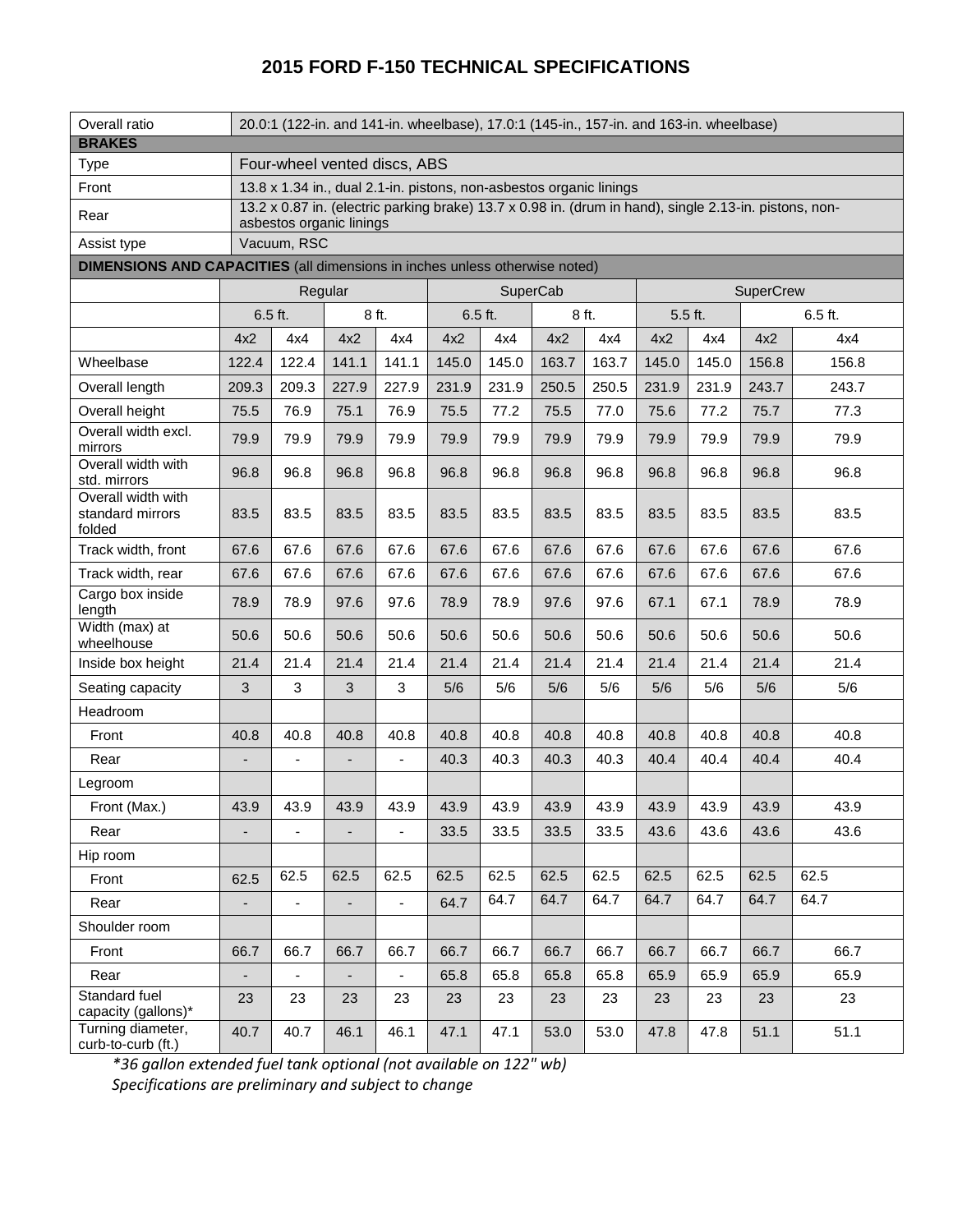# 2015 FORD F-150 TECHNICAL SPECIFICATIONS

| | |
|---|---|
| Overall ratio | 20.0:1 (122-in. and 141-in. wheelbase), 17.0:1 (145-in., 157-in. and 163-in. wheelbase) |
| **BRAKES** | |
| Type | Four-wheel vented discs, ABS |
| Front | 13.8 x 1.34 in., dual 2.1-in. pistons, non-asbestos organic linings |
| Rear | 13.2 x 0.87 in. (electric parking brake) 13.7 x 0.98 in. (drum in hand), single 2.13-in. pistons, non-asbestos organic linings |
| Assist type | Vacuum, RSC |

**DIMENSIONS AND CAPACITIES** (all dimensions in inches unless otherwise noted)

| | Regular | | | | SuperCab | | | | SuperCrew | | | |
|---|---|---|---|---|---|---|---|---|---|---|---|---|
| | 6.5 ft. | | 8 ft. | | 6.5 ft. | | 8 ft. | | 5.5 ft. | | 6.5 ft. | |
| | 4x2 | 4x4 | 4x2 | 4x4 | 4x2 | 4x4 | 4x2 | 4x4 | 4x2 | 4x4 | 4x2 | 4x4 |
| Wheelbase | 122.4 | 122.4 | 141.1 | 141.1 | 145.0 | 145.0 | 163.7 | 163.7 | 145.0 | 145.0 | 156.8 | 156.8 |
| Overall length | 209.3 | 209.3 | 227.9 | 227.9 | 231.9 | 231.9 | 250.5 | 250.5 | 231.9 | 231.9 | 243.7 | 243.7 |
| Overall height | 75.5 | 76.9 | 75.1 | 76.9 | 75.5 | 77.2 | 75.5 | 77.0 | 75.6 | 77.2 | 75.7 | 77.3 |
| Overall width excl. mirrors | 79.9 | 79.9 | 79.9 | 79.9 | 79.9 | 79.9 | 79.9 | 79.9 | 79.9 | 79.9 | 79.9 | 79.9 |
| Overall width with std. mirrors | 96.8 | 96.8 | 96.8 | 96.8 | 96.8 | 96.8 | 96.8 | 96.8 | 96.8 | 96.8 | 96.8 | 96.8 |
| Overall width with standard mirrors folded | 83.5 | 83.5 | 83.5 | 83.5 | 83.5 | 83.5 | 83.5 | 83.5 | 83.5 | 83.5 | 83.5 | 83.5 |
| Track width, front | 67.6 | 67.6 | 67.6 | 67.6 | 67.6 | 67.6 | 67.6 | 67.6 | 67.6 | 67.6 | 67.6 | 67.6 |
| Track width, rear | 67.6 | 67.6 | 67.6 | 67.6 | 67.6 | 67.6 | 67.6 | 67.6 | 67.6 | 67.6 | 67.6 | 67.6 |
| Cargo box inside length | 78.9 | 78.9 | 97.6 | 97.6 | 78.9 | 78.9 | 97.6 | 97.6 | 67.1 | 67.1 | 78.9 | 78.9 |
| Width (max) at wheelhouse | 50.6 | 50.6 | 50.6 | 50.6 | 50.6 | 50.6 | 50.6 | 50.6 | 50.6 | 50.6 | 50.6 | 50.6 |
| Inside box height | 21.4 | 21.4 | 21.4 | 21.4 | 21.4 | 21.4 | 21.4 | 21.4 | 21.4 | 21.4 | 21.4 | 21.4 |
| Seating capacity | 3 | 3 | 3 | 3 | 5/6 | 5/6 | 5/6 | 5/6 | 5/6 | 5/6 | 5/6 | 5/6 |
| Headroom | | | | | | | | | | | | |
| Front | 40.8 | 40.8 | 40.8 | 40.8 | 40.8 | 40.8 | 40.8 | 40.8 | 40.8 | 40.8 | 40.8 | 40.8 |
| Rear | - | - | - | - | 40.3 | 40.3 | 40.3 | 40.3 | 40.4 | 40.4 | 40.4 | 40.4 |
| Legroom | | | | | | | | | | | | |
| Front (Max.) | 43.9 | 43.9 | 43.9 | 43.9 | 43.9 | 43.9 | 43.9 | 43.9 | 43.9 | 43.9 | 43.9 | 43.9 |
| Rear | - | - | - | - | 33.5 | 33.5 | 33.5 | 33.5 | 43.6 | 43.6 | 43.6 | 43.6 |
| Hip room | | | | | | | | | | | | |
| Front | 62.5 | 62.5 | 62.5 | 62.5 | 62.5 | 62.5 | 62.5 | 62.5 | 62.5 | 62.5 | 62.5 | 62.5 |
| Rear | - | - | - | - | 64.7 | 64.7 | 64.7 | 64.7 | 64.7 | 64.7 | 64.7 | 64.7 |
| Shoulder room | | | | | | | | | | | | |
| Front | 66.7 | 66.7 | 66.7 | 66.7 | 66.7 | 66.7 | 66.7 | 66.7 | 66.7 | 66.7 | 66.7 | 66.7 |
| Rear | - | - | - | - | 65.8 | 65.8 | 65.8 | 65.8 | 65.9 | 65.9 | 65.9 | 65.9 |
| Standard fuel capacity (gallons)* | 23 | 23 | 23 | 23 | 23 | 23 | 23 | 23 | 23 | 23 | 23 | 23 |
| Turning diameter, curb-to-curb (ft.) | 40.7 | 40.7 | 46.1 | 46.1 | 47.1 | 47.1 | 53.0 | 53.0 | 47.8 | 47.8 | 51.1 | 51.1 |

*\*36 gallon extended fuel tank optional (not available on 122" wb)*

*Specifications are preliminary and subject to change*